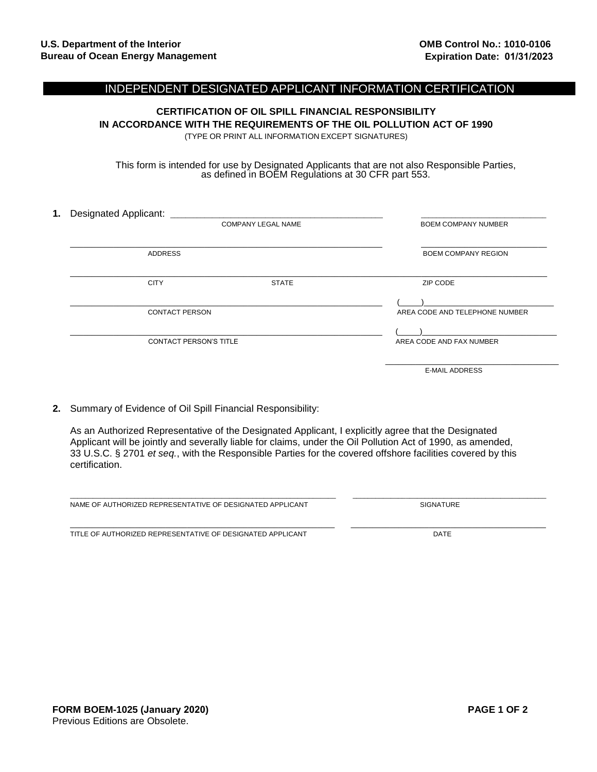**U.S. Department of the Interior**
**Bureau of Ocean Energy Management**

**OMB Control No.: 1010-0106**
**Expiration Date: 01/31/2023**

# INDEPENDENT DESIGNATED APPLICANT INFORMATION CERTIFICATION

**CERTIFICATION OF OIL SPILL FINANCIAL RESPONSIBILITY**
**IN ACCORDANCE WITH THE REQUIREMENTS OF THE OIL POLLUTION ACT OF 1990**
(TYPE OR PRINT ALL INFORMATION EXCEPT SIGNATURES)

This form is intended for use by Designated Applicants that are not also Responsible Parties, as defined in BOEM Regulations at 30 CFR part 553.

**1.** Designated Applicant: ______________________________ ______________________
COMPANY LEGAL NAME — BOEM COMPANY NUMBER

______________________________ ______________________
ADDRESS — BOEM COMPANY REGION

______________________________ ______________________
CITY — STATE — ZIP CODE

______________________________ (_____)______________________
CONTACT PERSON — AREA CODE AND TELEPHONE NUMBER

______________________________ (_____)______________________
CONTACT PERSON'S TITLE — AREA CODE AND FAX NUMBER

______________________
E-MAIL ADDRESS

**2.** Summary of Evidence of Oil Spill Financial Responsibility:

As an Authorized Representative of the Designated Applicant, I explicitly agree that the Designated Applicant will be jointly and severally liable for claims, under the Oil Pollution Act of 1990, as amended, 33 U.S.C. § 2701 *et seq.*, with the Responsible Parties for the covered offshore facilities covered by this certification.

______________________________ ______________________
NAME OF AUTHORIZED REPRESENTATIVE OF DESIGNATED APPLICANT — SIGNATURE

______________________________ ______________________
TITLE OF AUTHORIZED REPRESENTATIVE OF DESIGNATED APPLICANT — DATE

**FORM BOEM-1025 (January 2020)**
Previous Editions are Obsolete.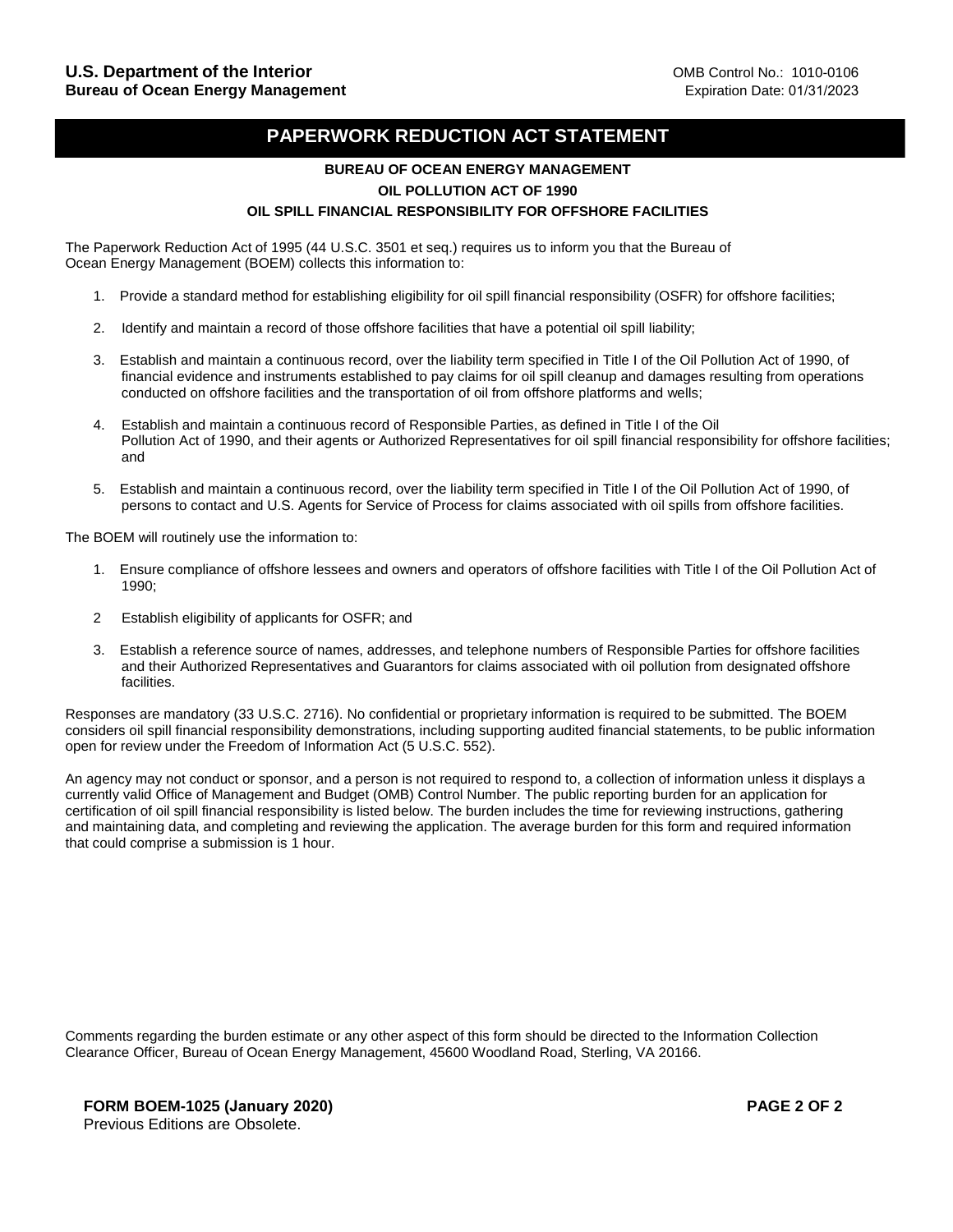**U.S. Department of the Interior**
**Bureau of Ocean Energy Management**

OMB Control No.: 1010-0106
Expiration Date: 01/31/2023

# PAPERWORK REDUCTION ACT STATEMENT

**BUREAU OF OCEAN ENERGY MANAGEMENT**

**OIL POLLUTION ACT OF 1990**

**OIL SPILL FINANCIAL RESPONSIBILITY FOR OFFSHORE FACILITIES**

The Paperwork Reduction Act of 1995 (44 U.S.C. 3501 et seq.) requires us to inform you that the Bureau of Ocean Energy Management (BOEM) collects this information to:

1. Provide a standard method for establishing eligibility for oil spill financial responsibility (OSFR) for offshore facilities;
2. Identify and maintain a record of those offshore facilities that have a potential oil spill liability;
3. Establish and maintain a continuous record, over the liability term specified in Title I of the Oil Pollution Act of 1990, of financial evidence and instruments established to pay claims for oil spill cleanup and damages resulting from operations conducted on offshore facilities and the transportation of oil from offshore platforms and wells;
4. Establish and maintain a continuous record of Responsible Parties, as defined in Title I of the Oil Pollution Act of 1990, and their agents or Authorized Representatives for oil spill financial responsibility for offshore facilities; and
5. Establish and maintain a continuous record, over the liability term specified in Title I of the Oil Pollution Act of 1990, of persons to contact and U.S. Agents for Service of Process for claims associated with oil spills from offshore facilities.

The BOEM will routinely use the information to:

1. Ensure compliance of offshore lessees and owners and operators of offshore facilities with Title I of the Oil Pollution Act of 1990;
2. Establish eligibility of applicants for OSFR; and
3. Establish a reference source of names, addresses, and telephone numbers of Responsible Parties for offshore facilities and their Authorized Representatives and Guarantors for claims associated with oil pollution from designated offshore facilities.

Responses are mandatory (33 U.S.C. 2716). No confidential or proprietary information is required to be submitted. The BOEM considers oil spill financial responsibility demonstrations, including supporting audited financial statements, to be public information open for review under the Freedom of Information Act (5 U.S.C. 552).

An agency may not conduct or sponsor, and a person is not required to respond to, a collection of information unless it displays a currently valid Office of Management and Budget (OMB) Control Number. The public reporting burden for an application for certification of oil spill financial responsibility is listed below. The burden includes the time for reviewing instructions, gathering and maintaining data, and completing and reviewing the application. The average burden for this form and required information that could comprise a submission is 1 hour.

Comments regarding the burden estimate or any other aspect of this form should be directed to the Information Collection Clearance Officer, Bureau of Ocean Energy Management, 45600 Woodland Road, Sterling, VA 20166.

**FORM BOEM-1025 (January 2020)**
Previous Editions are Obsolete.